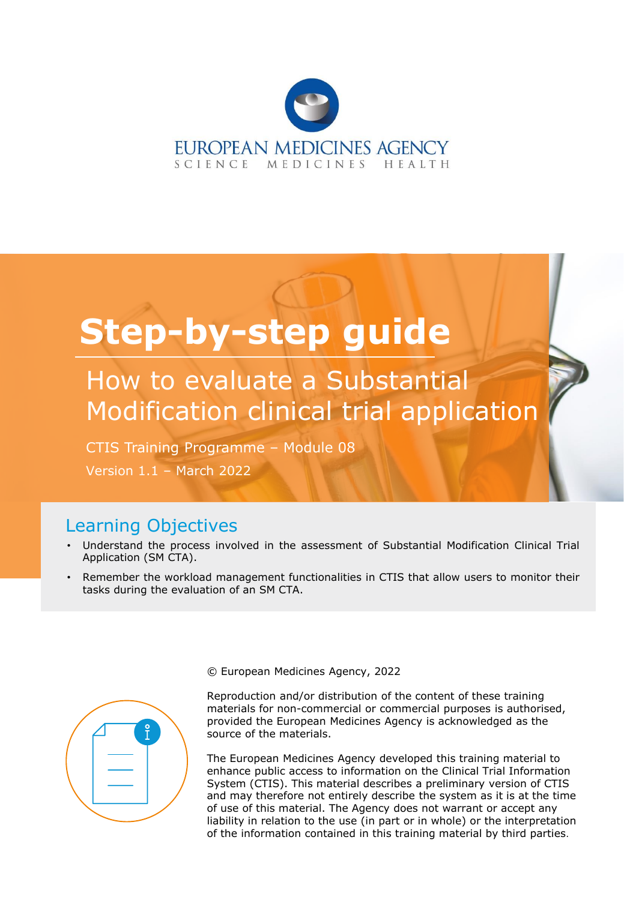EUROPEAN MEDICINES AGENCY
SCIENCE MEDICINES HEALTH

# Step-by-step guide

## How to evaluate a Substantial Modification clinical trial application

CTIS Training Programme – Module 08

Version 1.1 – March 2022

## Learning Objectives

- Understand the process involved in the assessment of Substantial Modification Clinical Trial Application (SM CTA).
- Remember the workload management functionalities in CTIS that allow users to monitor their tasks during the evaluation of an SM CTA.

© European Medicines Agency, 2022

Reproduction and/or distribution of the content of these training materials for non-commercial or commercial purposes is authorised, provided the European Medicines Agency is acknowledged as the source of the materials.

The European Medicines Agency developed this training material to enhance public access to information on the Clinical Trial Information System (CTIS). This material describes a preliminary version of CTIS and may therefore not entirely describe the system as it is at the time of use of this material. The Agency does not warrant or accept any liability in relation to the use (in part or in whole) or the interpretation of the information contained in this training material by third parties.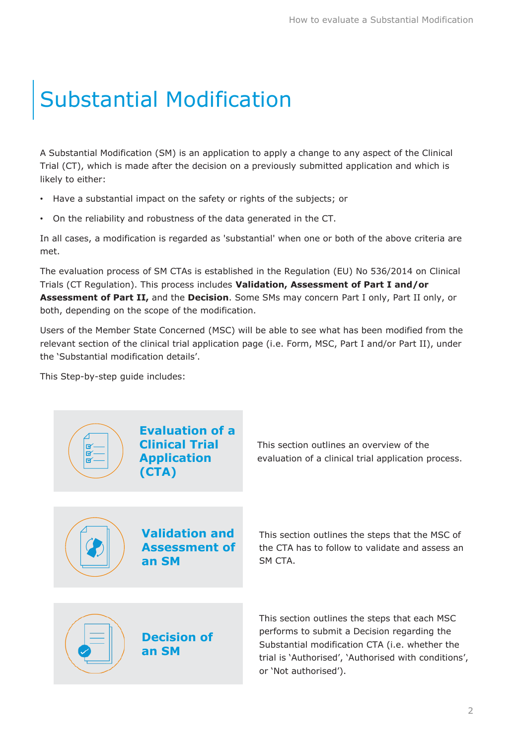# Substantial Modification

A Substantial Modification (SM) is an application to apply a change to any aspect of the Clinical Trial (CT), which is made after the decision on a previously submitted application and which is likely to either:

- Have a substantial impact on the safety or rights of the subjects; or
- On the reliability and robustness of the data generated in the CT.

In all cases, a modification is regarded as 'substantial' when one or both of the above criteria are met.

The evaluation process of SM CTAs is established in the Regulation (EU) No 536/2014 on Clinical Trials (CT Regulation). This process includes **Validation, Assessment of Part I and/or Assessment of Part II,** and the **Decision**. Some SMs may concern Part I only, Part II only, or both, depending on the scope of the modification.

Users of the Member State Concerned (MSC) will be able to see what has been modified from the relevant section of the clinical trial application page (i.e. Form, MSC, Part I and/or Part II), under the 'Substantial modification details'.

This Step-by-step guide includes:

**Evaluation of a Clinical Trial Application (CTA)**

This section outlines an overview of the evaluation of a clinical trial application process.

**Validation and Assessment of an SM**

This section outlines the steps that the MSC of the CTA has to follow to validate and assess an SM CTA.

**Decision of an SM**

This section outlines the steps that each MSC performs to submit a Decision regarding the Substantial modification CTA (i.e. whether the trial is 'Authorised', 'Authorised with conditions', or 'Not authorised').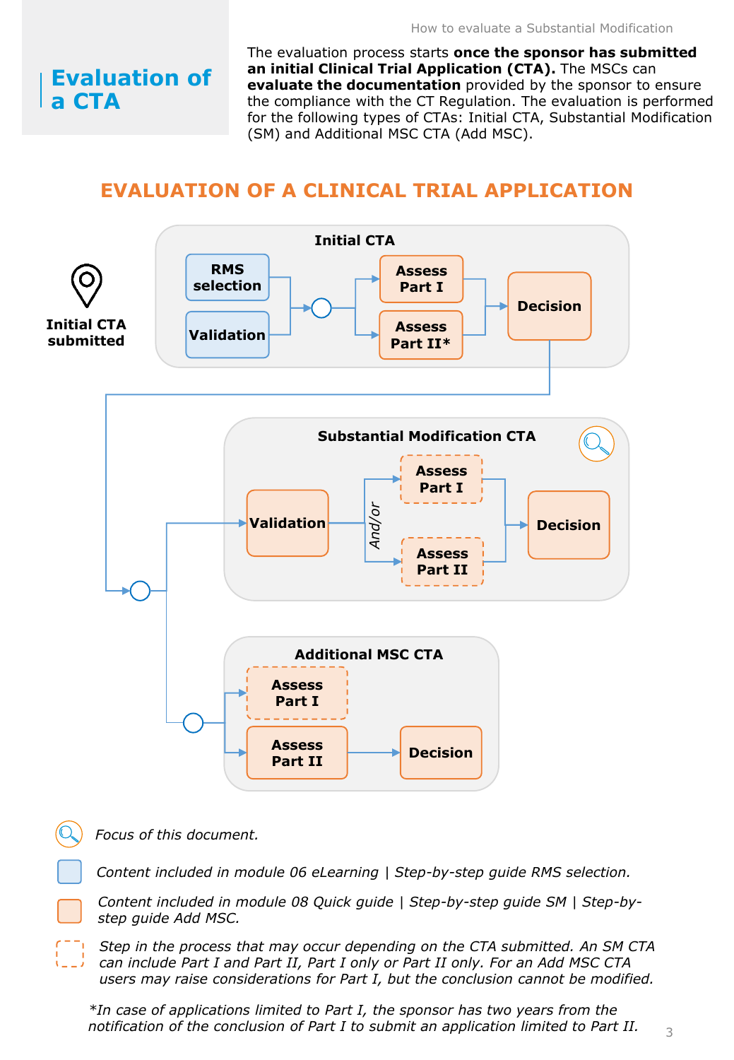# Evaluation of a CTA

The evaluation process starts **once the sponsor has submitted an initial Clinical Trial Application (CTA).** The MSCs can **evaluate the documentation** provided by the sponsor to ensure the compliance with the CT Regulation. The evaluation is performed for the following types of CTAs: Initial CTA, Substantial Modification (SM) and Additional MSC CTA (Add MSC).

## EVALUATION OF A CLINICAL TRIAL APPLICATION

**Initial CTA submitted**

**Initial CTA**

- RMS selection
- Validation
- Assess Part I
- Assess Part II*
- Decision

**Substantial Modification CTA**

- Validation
- And/or
- Assess Part I
- Assess Part II
- Decision

**Additional MSC CTA**

- Assess Part I
- Assess Part II
- Decision

*Focus of this document.*

*Content included in module 06 eLearning | Step-by-step guide RMS selection.*

*Content included in module 08 Quick guide | Step-by-step guide SM | Step-by-step guide Add MSC.*

*Step in the process that may occur depending on the CTA submitted. An SM CTA can include Part I and Part II, Part I only or Part II only. For an Add MSC CTA users may raise considerations for Part I, but the conclusion cannot be modified.*

**In case of applications limited to Part I, the sponsor has two years from the notification of the conclusion of Part I to submit an application limited to Part II.*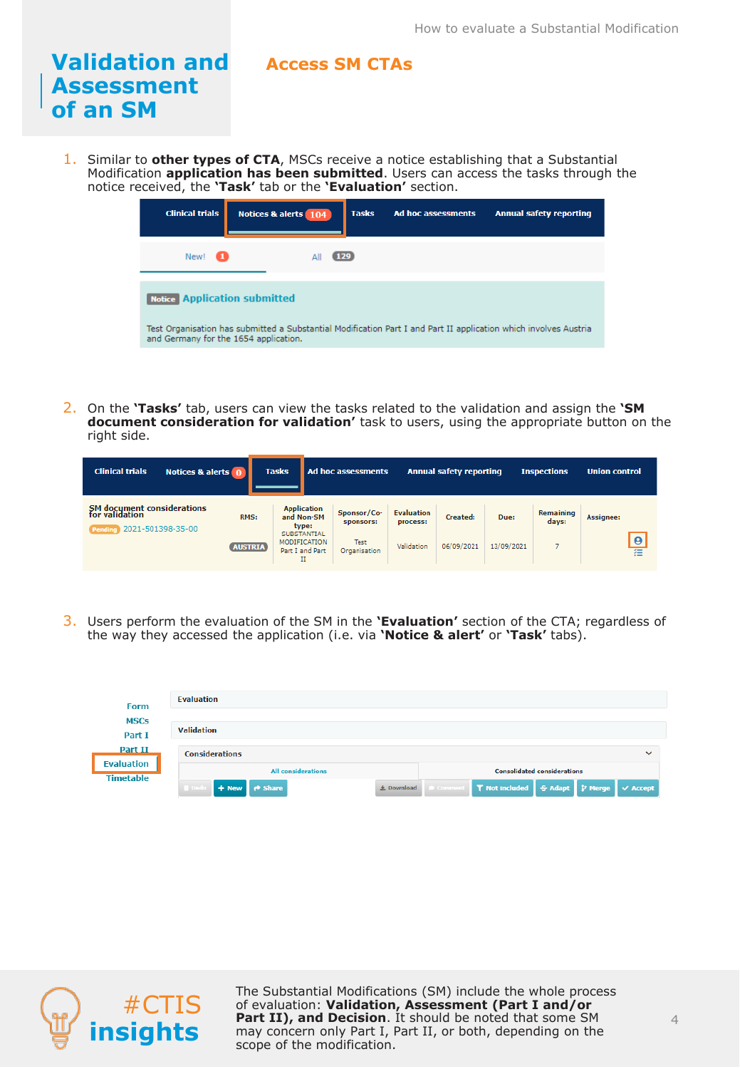# Validation and Assessment of an SM

## Access SM CTAs

1. Similar to **other types of CTA**, MSCs receive a notice establishing that a Substantial Modification **application has been submitted**. Users can access the tasks through the notice received, the **'Task'** tab or the **'Evaluation'** section.

2. On the **'Tasks'** tab, users can view the tasks related to the validation and assign the **'SM document consideration for validation'** task to users, using the appropriate button on the right side.

3. Users perform the evaluation of the SM in the **'Evaluation'** section of the CTA; regardless of the way they accessed the application (i.e. via **'Notice & alert'** or **'Task'** tabs).

**#CTIS insights**

The Substantial Modifications (SM) include the whole process of evaluation: **Validation, Assessment (Part I and/or Part II), and Decision**. It should be noted that some SM may concern only Part I, Part II, or both, depending on the scope of the modification.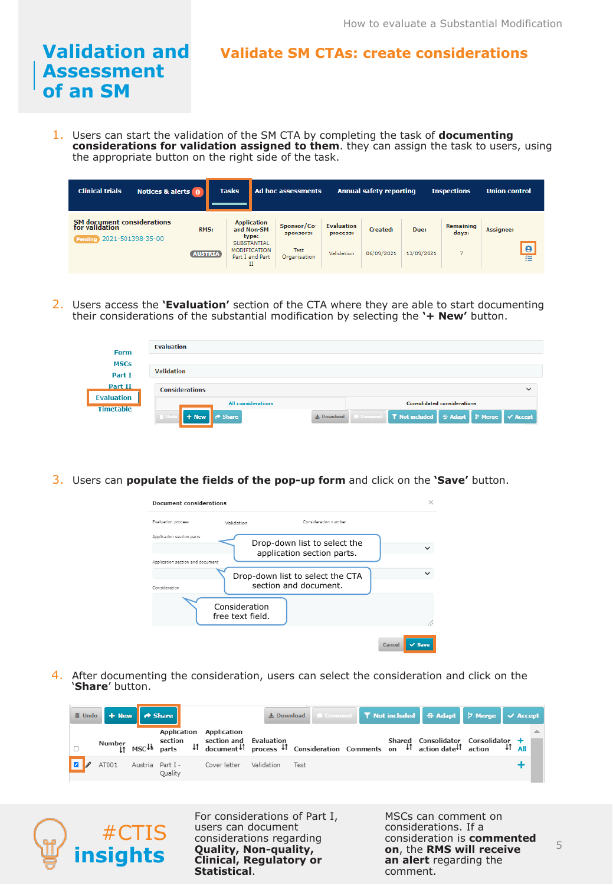# Validation and Assessment of an SM

## Validate SM CTAs: create considerations

1. Users can start the validation of the SM CTA by completing the task of **documenting considerations for validation assigned to them**. they can assign the task to users, using the appropriate button on the right side of the task.

| Clinical trials | Notices & alerts 0 | Tasks | Ad hoc assessments | Annual safety reporting | Inspections | Union control |
|---|---|---|---|---|---|---|

| SM document considerations for validation | RMS: | Application and Non-SM type: | Sponsor/Co-sponsors: | Evaluation process: | Created: | Due: | Remaining days: | Assignee: |
|---|---|---|---|---|---|---|---|---|
| Pending 2021-501398-35-00 | AUSTRIA | SUBSTANTIAL MODIFICATION Part I and Part II | Test Organisation | Validation | 06/09/2021 | 13/09/2021 | 7 | |

2. Users access the **'Evaluation'** section of the CTA where they are able to start documenting their considerations of the substantial modification by selecting the **'+ New'** button.

Form / MSCs / Part I / Part II / Evaluation / Timetable

Evaluation
Validation
Considerations
All considerations | Consolidated considerations
Undo | + New | Share | Download | Comment | Not included | Adapt | Merge | Accept

3. Users can **populate the fields of the pop-up form** and click on the **'Save'** button.

Document considerations
Evaluation process: Validation — Consideration number
Application section parts — Drop-down list to select the application section parts.
Application section and document — Drop-down list to select the CTA section and document.
Consideration — Consideration free text field.
Cancel | Save

4. After documenting the consideration, users can select the consideration and click on the '**Share**' button.

Undo | + New | Share | Download | Comment | Not included | Adapt | Merge | Accept

| | Number | MSC | Application section parts | Application section and document | Evaluation process | Consideration | Comments | Shared on | Consolidator action date | Consolidator action |
|---|---|---|---|---|---|---|---|---|---|---|
| ☑ | AT001 | Austria | Part I - Quality | Cover letter | Validation | Test | | | | |

#CTIS insights

For considerations of Part I, users can document considerations regarding **Quality, Non-quality, Clinical, Regulatory or Statistical**.

MSCs can comment on considerations. If a consideration is **commented on**, the **RMS will receive an alert** regarding the comment.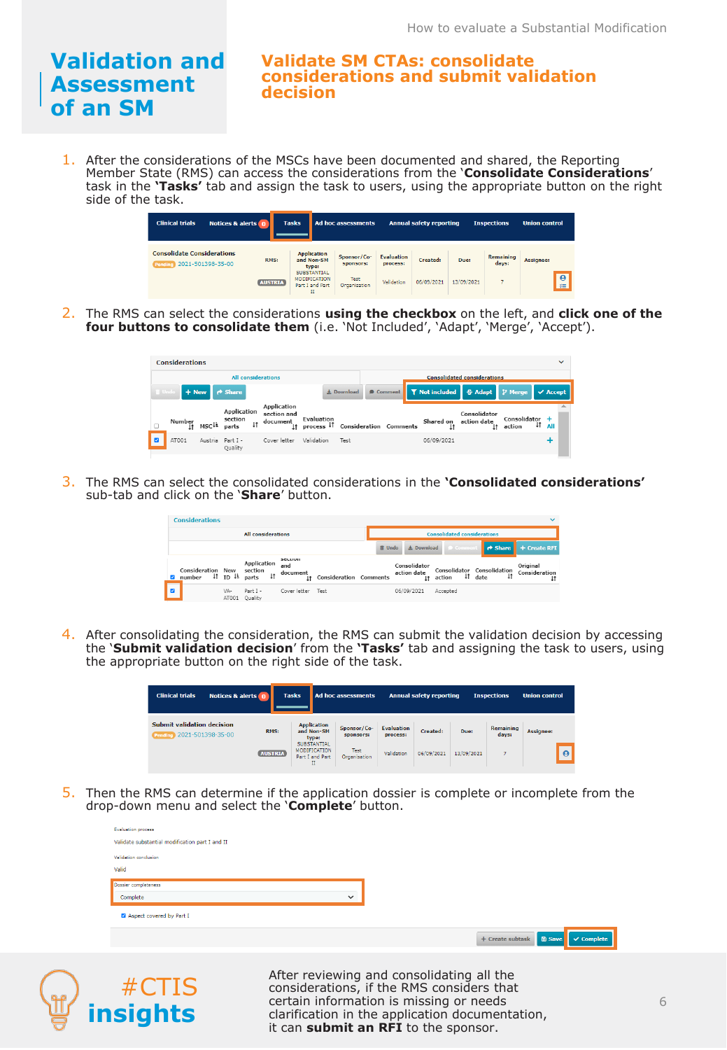# Validation and Assessment of an SM

## Validate SM CTAs: consolidate considerations and submit validation decision

1. After the considerations of the MSCs have been documented and shared, the Reporting Member State (RMS) can access the considerations from the '**Consolidate Considerations**' task in the '**Tasks**' tab and assign the task to users, using the appropriate button on the right side of the task.

2. The RMS can select the considerations **using the checkbox** on the left, and **click one of the four buttons to consolidate them** (i.e. 'Not Included', 'Adapt', 'Merge', 'Accept').

3. The RMS can select the consolidated considerations in the '**Consolidated considerations**' sub-tab and click on the '**Share**' button.

4. After consolidating the consideration, the RMS can submit the validation decision by accessing the '**Submit validation decision**' from the '**Tasks**' tab and assigning the task to users, using the appropriate button on the right side of the task.

5. Then the RMS can determine if the application dossier is complete or incomplete from the drop-down menu and select the '**Complete**' button.

**#CTIS insights**

After reviewing and consolidating all the considerations, if the RMS considers that certain information is missing or needs clarification in the application documentation, it can **submit an RFI** to the sponsor.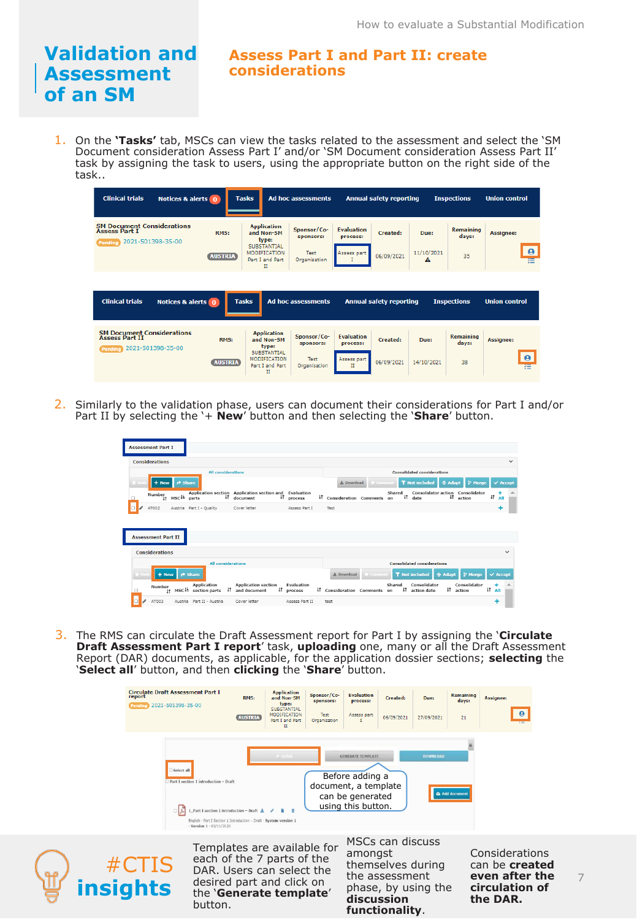# Validation and Assessment of an SM

## Assess Part I and Part II: create considerations

1. On the **'Tasks'** tab, MSCs can view the tasks related to the assessment and select the 'SM Document consideration Assess Part I' and/or 'SM Document consideration Assess Part II' task by assigning the task to users, using the appropriate button on the right side of the task..

2. Similarly to the validation phase, users can document their considerations for Part I and/or Part II by selecting the '+ **New**' button and then selecting the '**Share**' button.

3. The RMS can circulate the Draft Assessment report for Part I by assigning the '**Circulate Draft Assessment Part I report**' task, **uploading** one, many or all the Draft Assessment Report (DAR) documents, as applicable, for the application dossier sections; **selecting** the '**Select all**' button, and then **clicking** the '**Share**' button.

Before adding a document, a template can be generated using this button.

#CTIS insights

Templates are available for each of the 7 parts of the DAR. Users can select the desired part and click on the '**Generate template**' button.

MSCs can discuss amongst themselves during the assessment phase, by using the **discussion functionality**.

Considerations can be **created even after the circulation of the DAR.**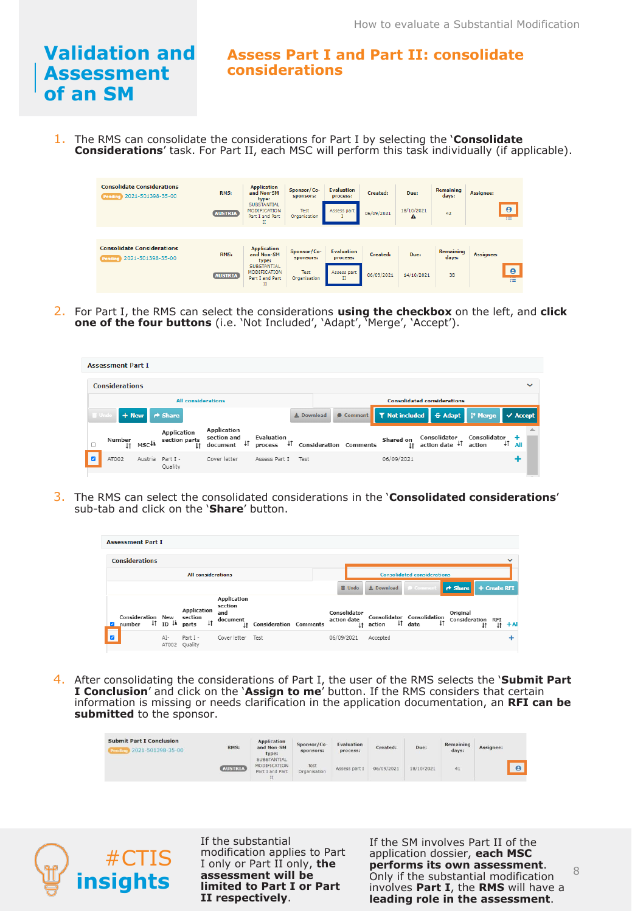# Validation and Assessment of an SM

## Assess Part I and Part II: consolidate considerations

1. The RMS can consolidate the considerations for Part I by selecting the '**Consolidate Considerations**' task. For Part II, each MSC will perform this task individually (if applicable).

2. For Part I, the RMS can select the considerations **using the checkbox** on the left, and **click one of the four buttons** (i.e. 'Not Included', 'Adapt', 'Merge', 'Accept').

3. The RMS can select the consolidated considerations in the '**Consolidated considerations**' sub-tab and click on the '**Share**' button.

4. After consolidating the considerations of Part I, the user of the RMS selects the '**Submit Part I Conclusion**' and click on the '**Assign to me**' button. If the RMS considers that certain information is missing or needs clarification in the application documentation, an **RFI can be submitted** to the sponsor.

### #CTIS insights

If the substantial modification applies to Part I only or Part II only, **the assessment will be limited to Part I or Part II respectively**.

If the SM involves Part II of the application dossier, **each MSC performs its own assessment**. Only if the substantial modification involves **Part I**, the **RMS** will have a **leading role in the assessment**.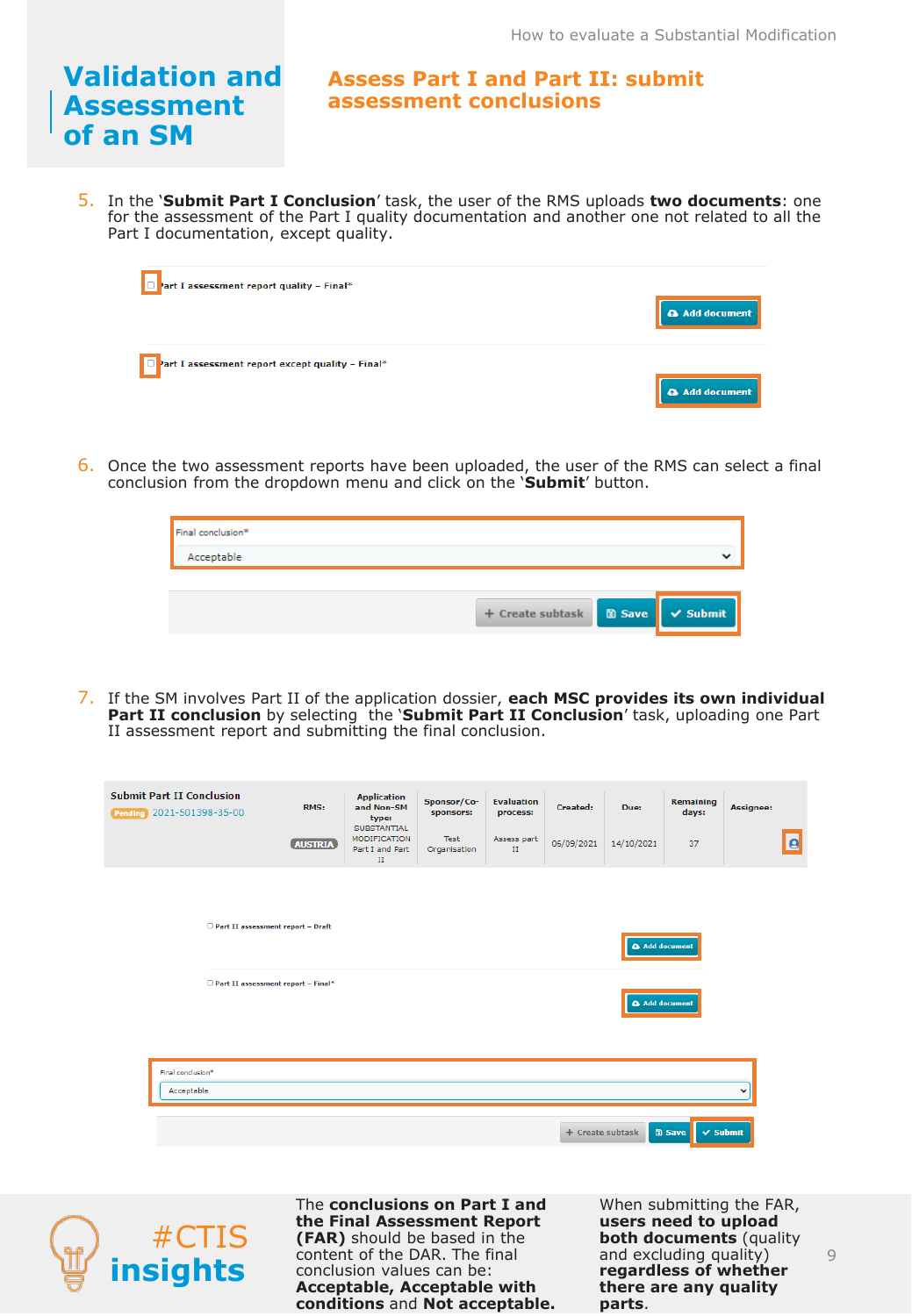# Validation and Assessment of an SM

## Assess Part I and Part II: submit assessment conclusions

5. In the '**Submit Part I Conclusion**' task, the user of the RMS uploads **two documents**: one for the assessment of the Part I quality documentation and another one not related to all the Part I documentation, except quality.

Part I assessment report quality – Final*

Add document

Part I assessment report except quality – Final*

Add document

6. Once the two assessment reports have been uploaded, the user of the RMS can select a final conclusion from the dropdown menu and click on the '**Submit**' button.

Final conclusion*

Acceptable

Create subtask | Save | Submit

7. If the SM involves Part II of the application dossier, **each MSC provides its own individual Part II conclusion** by selecting the '**Submit Part II Conclusion**' task, uploading one Part II assessment report and submitting the final conclusion.

| Submit Part II Conclusion | RMS: | Application and Non-SM type: | Sponsor/Co-sponsors: | Evaluation process: | Created: | Due: | Remaining days: | Assignee: |
|---|---|---|---|---|---|---|---|---|
| Pending 2021-501398-35-00 | AUSTRIA | SUBSTANTIAL MODIFICATION Part I and Part II | Test Organisation | Assess part II | 06/09/2021 | 14/10/2021 | 37 | |

Part II assessment report – Draft

Add document

Part II assessment report – Final*

Add document

Final conclusion*

Acceptable

Create subtask | Save | Submit

#CTIS insights

The **conclusions on Part I and the Final Assessment Report (FAR)** should be based in the content of the DAR. The final conclusion values can be: **Acceptable, Acceptable with conditions** and **Not acceptable.**

When submitting the FAR, **users need to upload both documents** (quality and excluding quality) **regardless of whether there are any quality parts**.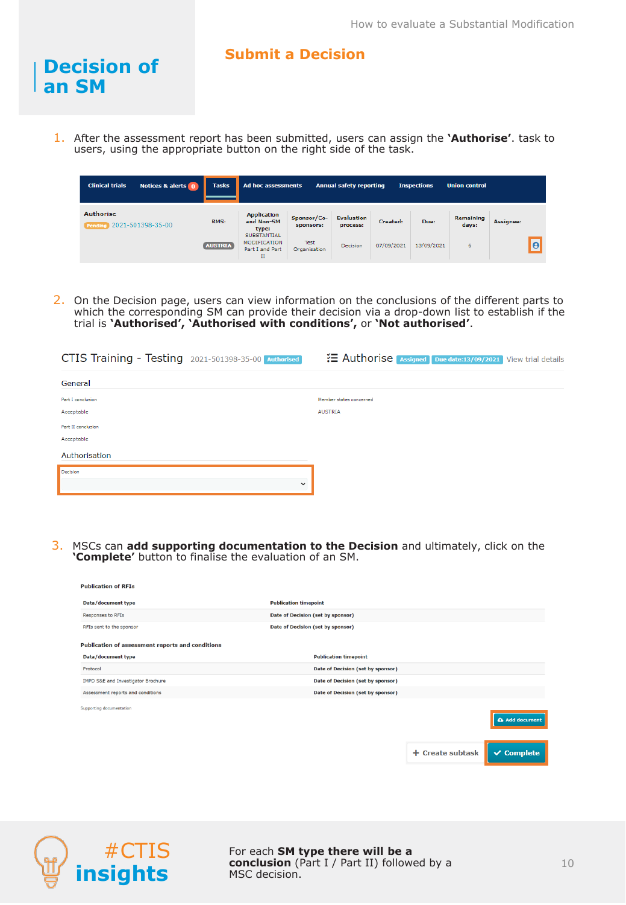# Decision of an SM

## Submit a Decision

1. After the assessment report has been submitted, users can assign the **'Authorise'**. task to users, using the appropriate button on the right side of the task.

| Clinical trials | Notices & alerts 0 | Tasks | Ad hoc assessments | Annual safety reporting | Inspections | Union control |
|---|---|---|---|---|---|---|

| Authorise | RMS: | Application and Non-SM type: | Sponsor/Co-sponsors: | Evaluation process: | Created: | Due: | Remaining days: | Assignee: |
|---|---|---|---|---|---|---|---|---|
| Pending 2021-501398-35-00 | AUSTRIA | SUBSTANTIAL MODIFICATION Part I and Part II | Test Organisation | Decision | 07/09/2021 | 13/09/2021 | 6 | |

2. On the Decision page, users can view information on the conclusions of the different parts to which the corresponding SM can provide their decision via a drop-down list to establish if the trial is **'Authorised', 'Authorised with conditions',** or **'Not authorised'**.

CTIS Training - Testing 2021-501398-35-00 Authorised | Authorise Assigned Due date:13/09/2021 View trial details

General

Part I conclusion: Acceptable

Part II conclusion: Acceptable

Member states concerned: AUSTRIA

Authorisation

Decision

3. MSCs can **add supporting documentation to the Decision** and ultimately, click on the **'Complete'** button to finalise the evaluation of an SM.

Publication of RFIs

| Data/document type | Publication timepoint |
|---|---|
| Responses to RFIs | Date of Decision (set by sponsor) |
| RFIs sent to the sponsor | Date of Decision (set by sponsor) |

Publication of assessment reports and conditions

| Data/document type | Publication timepoint |
|---|---|
| Protocol | Date of Decision (set by sponsor) |
| IMPD S&E and Investigator Brochure | Date of Decision (set by sponsor) |
| Assessment reports and conditions | Date of Decision (set by sponsor) |

Supporting documentation

Add document

+ Create subtask | Complete

#CTIS insights

For each **SM type there will be a conclusion** (Part I / Part II) followed by a MSC decision.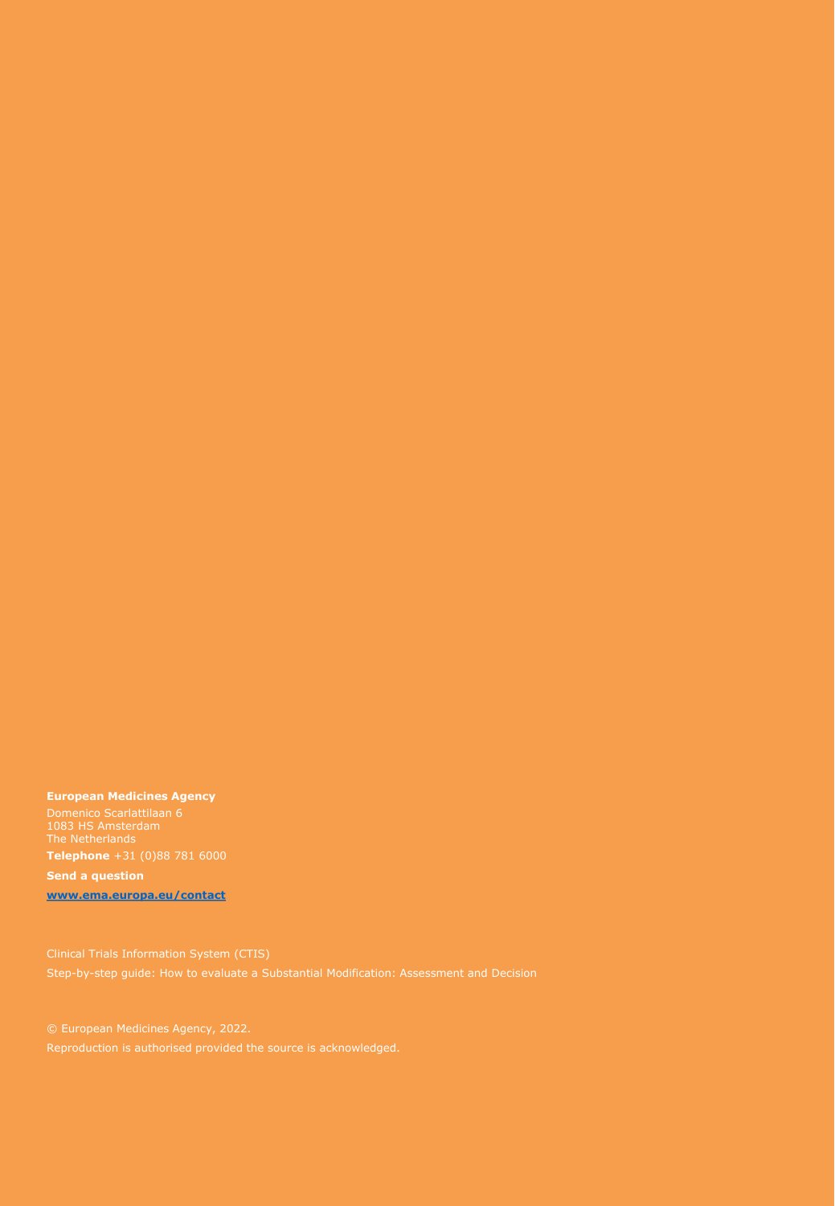**European Medicines Agency**

Domenico Scarlattilaan 6
1083 HS Amsterdam
The Netherlands

**Telephone** +31 (0)88 781 6000

**Send a question**

**www.ema.europa.eu/contact**

Clinical Trials Information System (CTIS)

Step-by-step guide: How to evaluate a Substantial Modification: Assessment and Decision

© European Medicines Agency, 2022.

Reproduction is authorised provided the source is acknowledged.